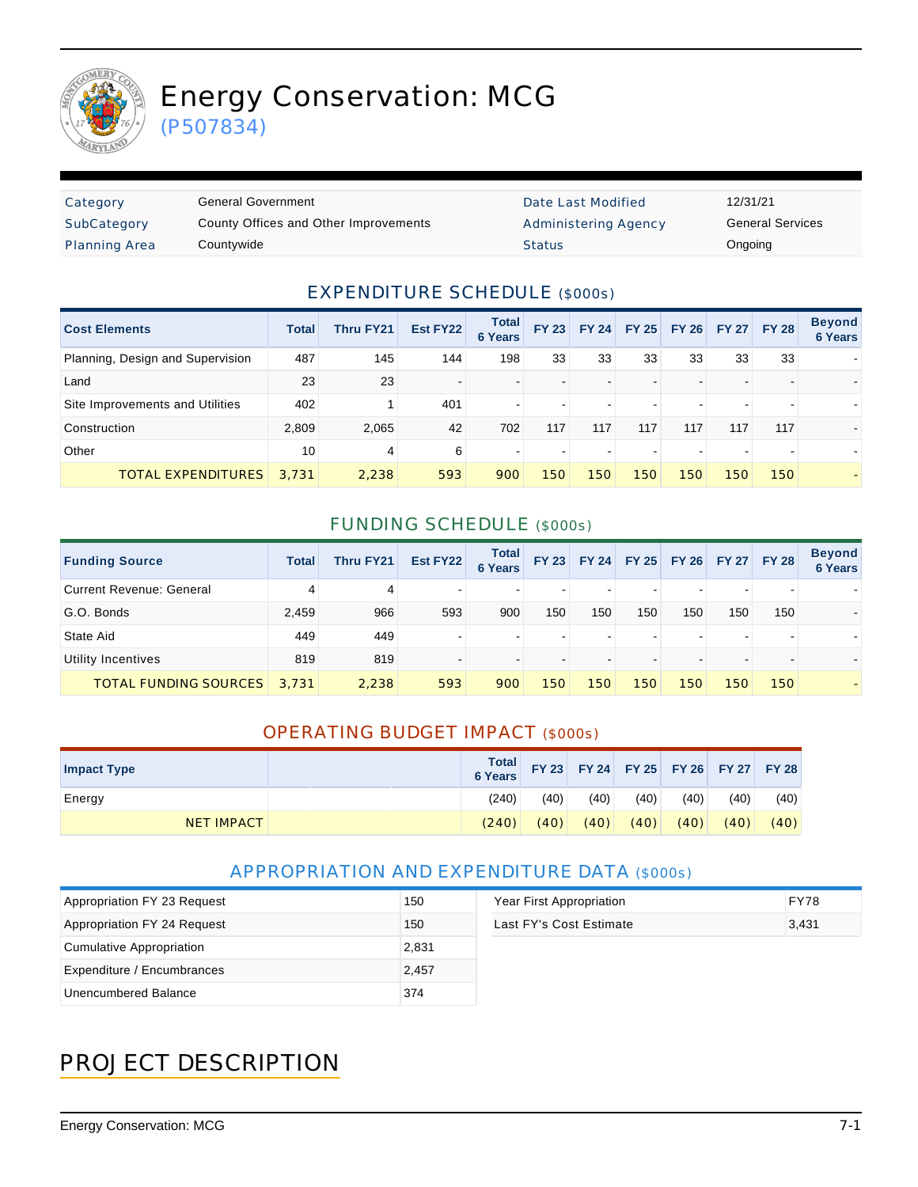# Energy Conservation: MCG

(P507834)

| Category | General Government | Date Last Modified | 12/31/21 |
|---|---|---|---|
| SubCategory | County Offices and Other Improvements | Administering Agency | General Services |
| Planning Area | Countywide | Status | Ongoing |

## EXPENDITURE SCHEDULE ($000s)

| Cost Elements | Total | Thru FY21 | Est FY22 | Total 6 Years | FY 23 | FY 24 | FY 25 | FY 26 | FY 27 | FY 28 | Beyond 6 Years |
|---|---|---|---|---|---|---|---|---|---|---|---|
| Planning, Design and Supervision | 487 | 145 | 144 | 198 | 33 | 33 | 33 | 33 | 33 | 33 | - |
| Land | 23 | 23 | - | - | - | - | - | - | - | - | - |
| Site Improvements and Utilities | 402 | 1 | 401 | - | - | - | - | - | - | - | - |
| Construction | 2,809 | 2,065 | 42 | 702 | 117 | 117 | 117 | 117 | 117 | 117 | - |
| Other | 10 | 4 | 6 | - | - | - | - | - | - | - | - |
| TOTAL EXPENDITURES | 3,731 | 2,238 | 593 | 900 | 150 | 150 | 150 | 150 | 150 | 150 | - |

## FUNDING SCHEDULE ($000s)

| Funding Source | Total | Thru FY21 | Est FY22 | Total 6 Years | FY 23 | FY 24 | FY 25 | FY 26 | FY 27 | FY 28 | Beyond 6 Years |
|---|---|---|---|---|---|---|---|---|---|---|---|
| Current Revenue: General | 4 | 4 | - | - | - | - | - | - | - | - | - |
| G.O. Bonds | 2,459 | 966 | 593 | 900 | 150 | 150 | 150 | 150 | 150 | 150 | - |
| State Aid | 449 | 449 | - | - | - | - | - | - | - | - | - |
| Utility Incentives | 819 | 819 | - | - | - | - | - | - | - | - | - |
| TOTAL FUNDING SOURCES | 3,731 | 2,238 | 593 | 900 | 150 | 150 | 150 | 150 | 150 | 150 | - |

## OPERATING BUDGET IMPACT ($000s)

| Impact Type | Total 6 Years | FY 23 | FY 24 | FY 25 | FY 26 | FY 27 | FY 28 |
|---|---|---|---|---|---|---|---|
| Energy | (240) | (40) | (40) | (40) | (40) | (40) | (40) |
| NET IMPACT | (240) | (40) | (40) | (40) | (40) | (40) | (40) |

## APPROPRIATION AND EXPENDITURE DATA ($000s)

| | |
|---|---|
| Appropriation FY 23 Request | 150 |
| Appropriation FY 24 Request | 150 |
| Cumulative Appropriation | 2,831 |
| Expenditure / Encumbrances | 2,457 |
| Unencumbered Balance | 374 |

| | |
|---|---|
| Year First Appropriation | FY78 |
| Last FY's Cost Estimate | 3,431 |

# PROJECT DESCRIPTION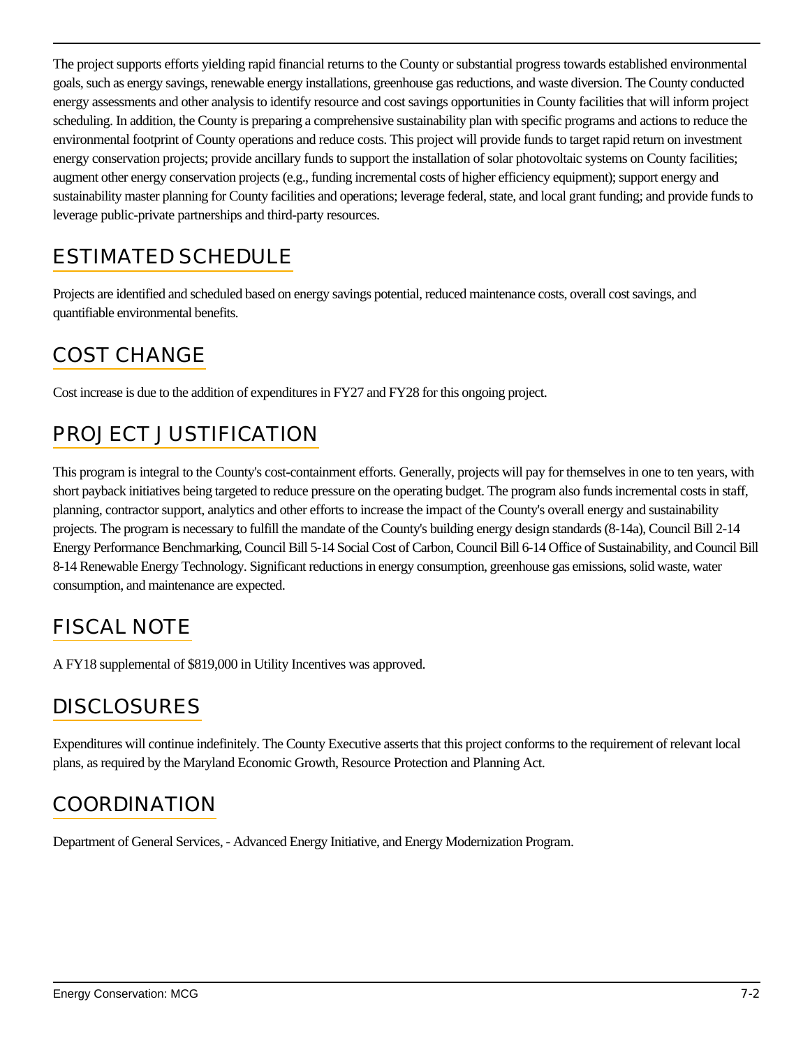The project supports efforts yielding rapid financial returns to the County or substantial progress towards established environmental goals, such as energy savings, renewable energy installations, greenhouse gas reductions, and waste diversion. The County conducted energy assessments and other analysis to identify resource and cost savings opportunities in County facilities that will inform project scheduling. In addition, the County is preparing a comprehensive sustainability plan with specific programs and actions to reduce the environmental footprint of County operations and reduce costs. This project will provide funds to target rapid return on investment energy conservation projects; provide ancillary funds to support the installation of solar photovoltaic systems on County facilities; augment other energy conservation projects (e.g., funding incremental costs of higher efficiency equipment); support energy and sustainability master planning for County facilities and operations; leverage federal, state, and local grant funding; and provide funds to leverage public-private partnerships and third-party resources.

## ESTIMATED SCHEDULE

Projects are identified and scheduled based on energy savings potential, reduced maintenance costs, overall cost savings, and quantifiable environmental benefits.

## COST CHANGE

Cost increase is due to the addition of expenditures in FY27 and FY28 for this ongoing project.

## PROJECT JUSTIFICATION

This program is integral to the County's cost-containment efforts. Generally, projects will pay for themselves in one to ten years, with short payback initiatives being targeted to reduce pressure on the operating budget. The program also funds incremental costs in staff, planning, contractor support, analytics and other efforts to increase the impact of the County's overall energy and sustainability projects. The program is necessary to fulfill the mandate of the County's building energy design standards (8-14a), Council Bill 2-14 Energy Performance Benchmarking, Council Bill 5-14 Social Cost of Carbon, Council Bill 6-14 Office of Sustainability, and Council Bill 8-14 Renewable Energy Technology. Significant reductions in energy consumption, greenhouse gas emissions, solid waste, water consumption, and maintenance are expected.

## FISCAL NOTE

A FY18 supplemental of $819,000 in Utility Incentives was approved.

## DISCLOSURES

Expenditures will continue indefinitely. The County Executive asserts that this project conforms to the requirement of relevant local plans, as required by the Maryland Economic Growth, Resource Protection and Planning Act.

## COORDINATION

Department of General Services, - Advanced Energy Initiative, and Energy Modernization Program.